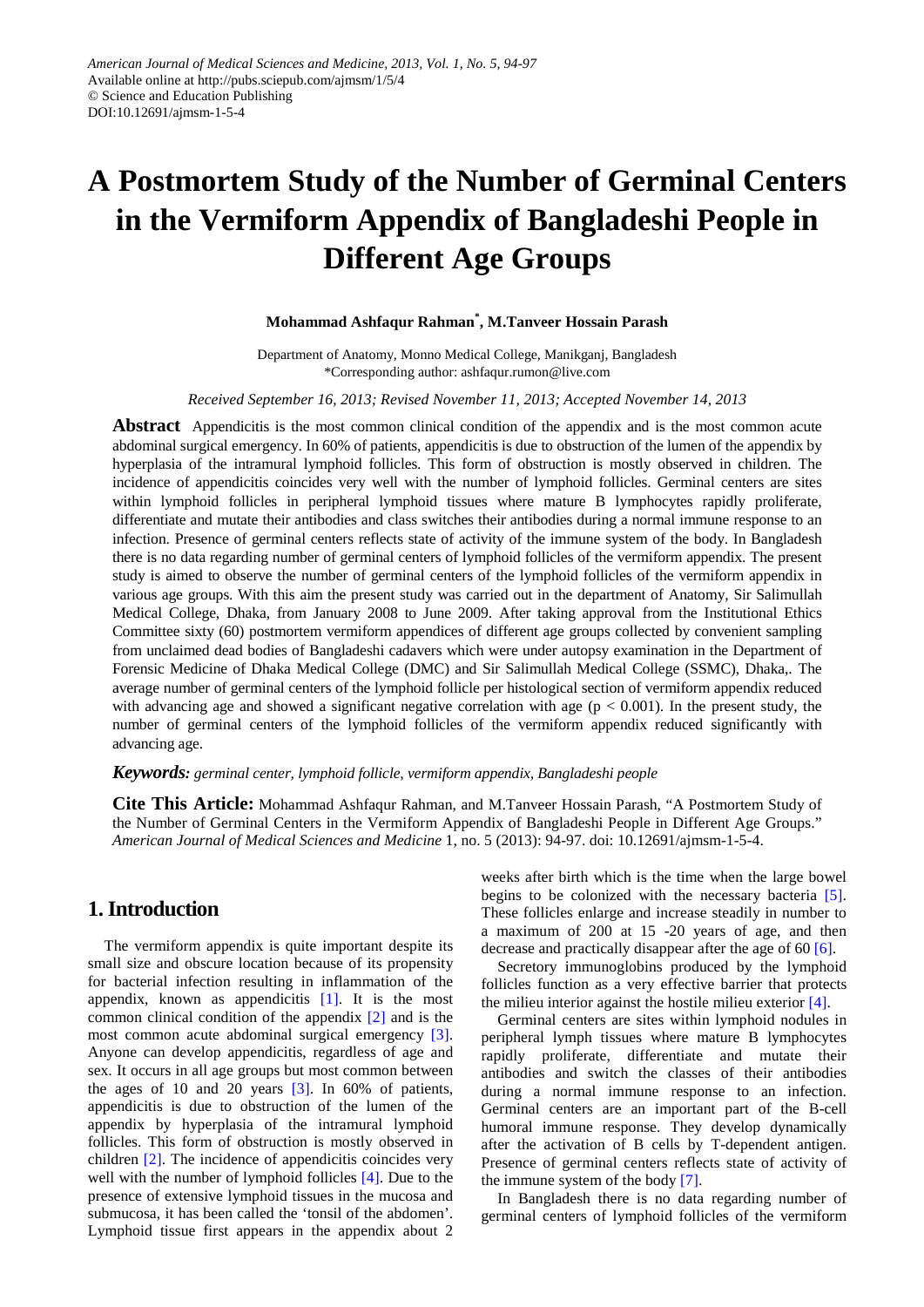American Journal of Medical Sciences and Medicine, 2013, Vol. 1, No. 5, 94-97
Available online at http://pubs.sciepub.com/ajmsm/1/5/4
© Science and Education Publishing
DOI:10.12691/ajmsm-1-5-4

# A Postmortem Study of the Number of Germinal Centers in the Vermiform Appendix of Bangladeshi People in Different Age Groups

**Mohammad Ashfaqur Rahman*, M.Tanveer Hossain Parash**

Department of Anatomy, Monno Medical College, Manikganj, Bangladesh
*Corresponding author: ashfaqur.rumon@live.com

*Received September 16, 2013; Revised November 11, 2013; Accepted November 14, 2013*

**Abstract** Appendicitis is the most common clinical condition of the appendix and is the most common acute abdominal surgical emergency. In 60% of patients, appendicitis is due to obstruction of the lumen of the appendix by hyperplasia of the intramural lymphoid follicles. This form of obstruction is mostly observed in children. The incidence of appendicitis coincides very well with the number of lymphoid follicles. Germinal centers are sites within lymphoid follicles in peripheral lymphoid tissues where mature B lymphocytes rapidly proliferate, differentiate and mutate their antibodies and class switches their antibodies during a normal immune response to an infection. Presence of germinal centers reflects state of activity of the immune system of the body. In Bangladesh there is no data regarding number of germinal centers of lymphoid follicles of the vermiform appendix. The present study is aimed to observe the number of germinal centers of the lymphoid follicles of the vermiform appendix in various age groups. With this aim the present study was carried out in the department of Anatomy, Sir Salimullah Medical College, Dhaka, from January 2008 to June 2009. After taking approval from the Institutional Ethics Committee sixty (60) postmortem vermiform appendices of different age groups collected by convenient sampling from unclaimed dead bodies of Bangladeshi cadavers which were under autopsy examination in the Department of Forensic Medicine of Dhaka Medical College (DMC) and Sir Salimullah Medical College (SSMC), Dhaka,. The average number of germinal centers of the lymphoid follicle per histological section of vermiform appendix reduced with advancing age and showed a significant negative correlation with age ($p < 0.001$). In the present study, the number of germinal centers of the lymphoid follicles of the vermiform appendix reduced significantly with advancing age.

***Keywords:*** *germinal center, lymphoid follicle, vermiform appendix, Bangladeshi people*

**Cite This Article:** Mohammad Ashfaqur Rahman, and M.Tanveer Hossain Parash, "A Postmortem Study of the Number of Germinal Centers in the Vermiform Appendix of Bangladeshi People in Different Age Groups." *American Journal of Medical Sciences and Medicine* 1, no. 5 (2013): 94-97. doi: 10.12691/ajmsm-1-5-4.

## 1. Introduction

The vermiform appendix is quite important despite its small size and obscure location because of its propensity for bacterial infection resulting in inflammation of the appendix, known as appendicitis [1]. It is the most common clinical condition of the appendix [2] and is the most common acute abdominal surgical emergency [3]. Anyone can develop appendicitis, regardless of age and sex. It occurs in all age groups but most common between the ages of 10 and 20 years [3]. In 60% of patients, appendicitis is due to obstruction of the lumen of the appendix by hyperplasia of the intramural lymphoid follicles. This form of obstruction is mostly observed in children [2]. The incidence of appendicitis coincides very well with the number of lymphoid follicles [4]. Due to the presence of extensive lymphoid tissues in the mucosa and submucosa, it has been called the 'tonsil of the abdomen'. Lymphoid tissue first appears in the appendix about 2 weeks after birth which is the time when the large bowel begins to be colonized with the necessary bacteria [5]. These follicles enlarge and increase steadily in number to a maximum of 200 at 15 -20 years of age, and then decrease and practically disappear after the age of 60 [6].

Secretory immunoglobins produced by the lymphoid follicles function as a very effective barrier that protects the milieu interior against the hostile milieu exterior [4].

Germinal centers are sites within lymphoid nodules in peripheral lymph tissues where mature B lymphocytes rapidly proliferate, differentiate and mutate their antibodies and switch the classes of their antibodies during a normal immune response to an infection. Germinal centers are an important part of the B-cell humoral immune response. They develop dynamically after the activation of B cells by T-dependent antigen. Presence of germinal centers reflects state of activity of the immune system of the body [7].

In Bangladesh there is no data regarding number of germinal centers of lymphoid follicles of the vermiform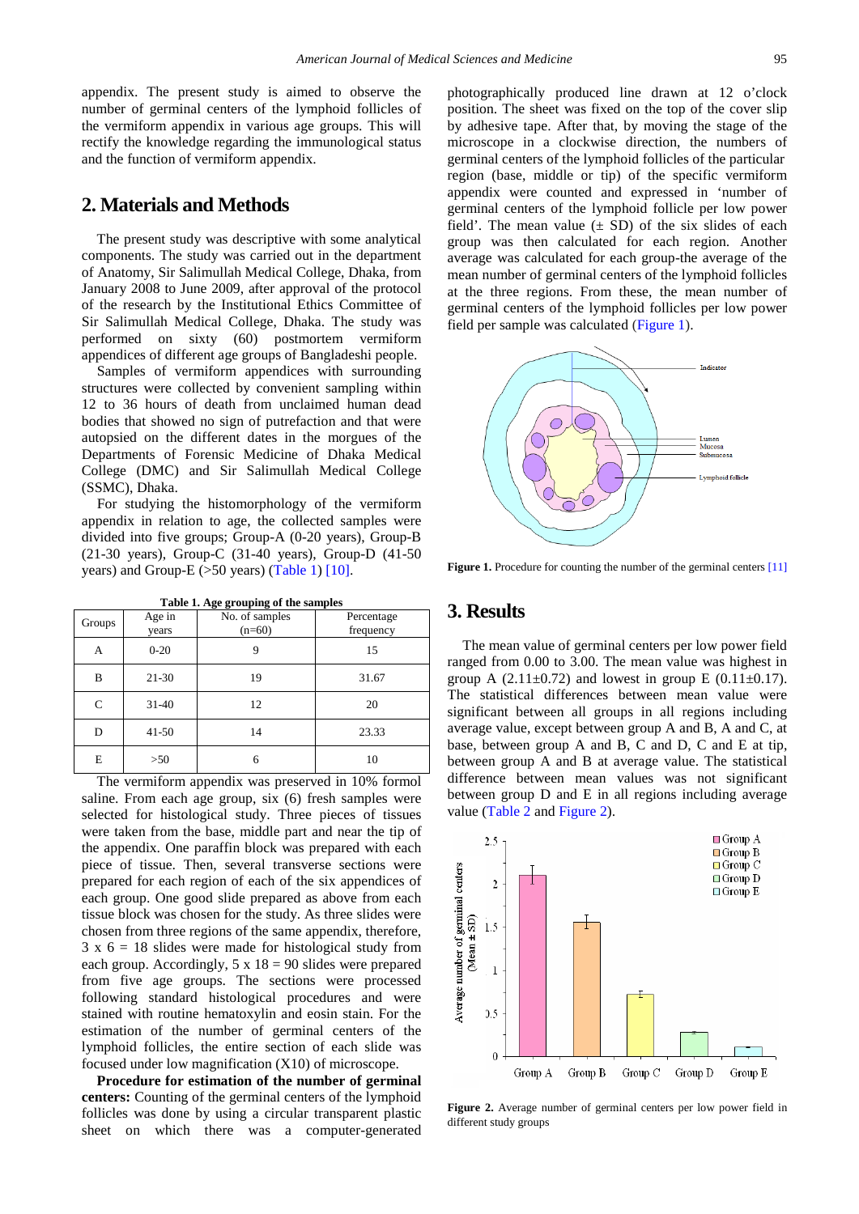appendix. The present study is aimed to observe the number of germinal centers of the lymphoid follicles of the vermiform appendix in various age groups. This will rectify the knowledge regarding the immunological status and the function of vermiform appendix.

## 2. Materials and Methods

The present study was descriptive with some analytical components. The study was carried out in the department of Anatomy, Sir Salimullah Medical College, Dhaka, from January 2008 to June 2009, after approval of the protocol of the research by the Institutional Ethics Committee of Sir Salimullah Medical College. The study was performed on sixty (60) postmortem vermiform appendices of different age groups of Bangladeshi people.

Samples of vermiform appendices with surrounding structures were collected by convenient sampling within 12 to 36 hours of death from unclaimed human dead bodies that showed no sign of putrefaction and that were autopsied on the different dates in the morgues of the Departments of Forensic Medicine of Dhaka Medical College (DMC) and Sir Salimullah Medical College (SSMC), Dhaka.

For studying the histomorphology of the vermiform appendix in relation to age, the collected samples were divided into five groups; Group-A (0-20 years), Group-B (21-30 years), Group-C (31-40 years), Group-D (41-50 years) and Group-E (>50 years) (Table 1) [10].

**Table 1. Age grouping of the samples**

| Groups | Age in years | No. of samples (n=60) | Percentage frequency |
|---|---|---|---|
| A | 0-20 | 9 | 15 |
| B | 21-30 | 19 | 31.67 |
| C | 31-40 | 12 | 20 |
| D | 41-50 | 14 | 23.33 |
| E | >50 | 6 | 10 |

The vermiform appendix was preserved in 10% formol saline. From each age group, six (6) fresh samples were selected for histological study. Three pieces of tissues were taken from the base, middle part and near the tip of the appendix. One paraffin block was prepared with each piece of tissue. Then, several transverse sections were prepared for each region of each of the six appendices of each group. One good slide prepared as above from each tissue block was chosen for the study. As three slides were chosen from three regions of the same appendix, therefore, 3 x 6 = 18 slides were made for histological study from each group. Accordingly, 5 x 18 = 90 slides were prepared from five age groups. The sections were processed following standard histological procedures and were stained with routine hematoxylin and eosin stain. For the estimation of the number of germinal centers of the lymphoid follicles, the entire section of each slide was focused under low magnification (X10) of microscope.

**Procedure for estimation of the number of germinal centers:** Counting of the germinal centers of the lymphoid follicles was done by using a circular transparent plastic sheet on which there was a computer-generated photographically produced line drawn at 12 o'clock position. The sheet was fixed on the top of the cover slip by adhesive tape. After that, by moving the stage of the microscope in a clockwise direction, the numbers of germinal centers of the lymphoid follicles of the particular region (base, middle or tip) of the specific vermiform appendix were counted and expressed in 'number of germinal centers of the lymphoid follicle per low power field'. The mean value (± SD) of the six slides of each group was then calculated for each region. Another average was calculated for each group-the average of the mean number of germinal centers of the lymphoid follicles at the three regions. From these, the mean number of germinal centers of the lymphoid follicles per low power field per sample was calculated (Figure 1).

**Figure 1.** Procedure for counting the number of the germinal centers [11]

## 3. Results

The mean value of germinal centers per low power field ranged from 0.00 to 3.00. The mean value was highest in group A (2.11±0.72) and lowest in group E (0.11±0.17). The statistical differences between mean value were significant between all groups in all regions including average value, except between group A and B, A and C, at base, between group A and B, C and D, C and E at tip, between group A and B at average value. The statistical difference between mean values was not significant between group D and E in all regions including average value (Table 2 and Figure 2).

**Figure 2.** Average number of germinal centers per low power field in different study groups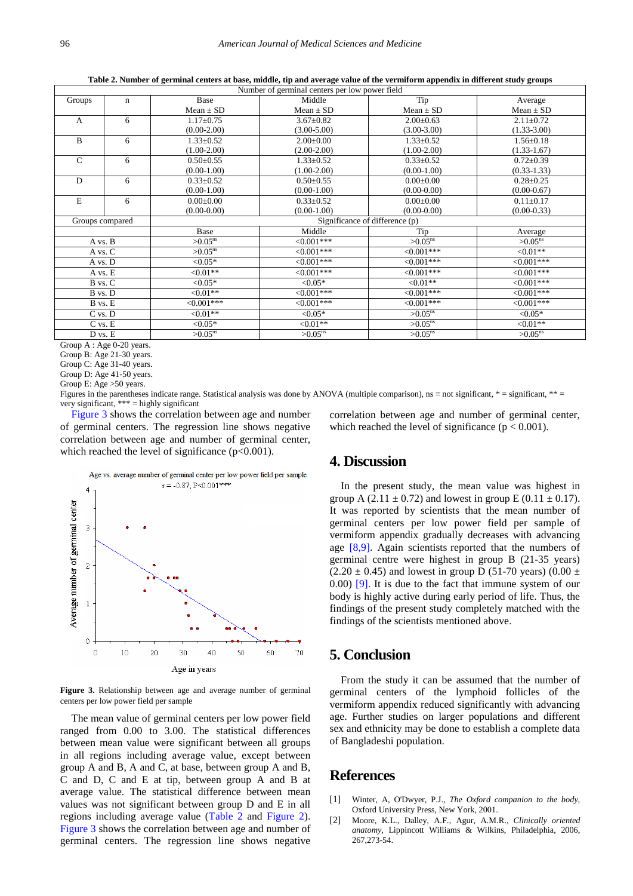**Table 2. Number of germinal centers at base, middle, tip and average value of the vermiform appendix in different study groups**

| Number of germinal centers per low power field | | | | | |
|---|---|---|---|---|---|
| Groups | n | Base<br>Mean ± SD | Middle<br>Mean ± SD | Tip<br>Mean ± SD | Average<br>Mean ± SD |
| A | 6 | 1.17±0.75<br>(0.00-2.00) | 3.67±0.82<br>(3.00-5.00) | 2.00±0.63<br>(3.00-3.00) | 2.11±0.72<br>(1.33-3.00) |
| B | 6 | 1.33±0.52<br>(1.00-2.00) | 2.00±0.00<br>(2.00-2.00) | 1.33±0.52<br>(1.00-2.00) | 1.56±0.18<br>(1.33-1.67) |
| C | 6 | 0.50±0.55<br>(0.00-1.00) | 1.33±0.52<br>(1.00-2.00) | 0.33±0.52<br>(0.00-1.00) | 0.72±0.39<br>(0.33-1.33) |
| D | 6 | 0.33±0.52<br>(0.00-1.00) | 0.50±0.55<br>(0.00-1.00) | 0.00±0.00<br>(0.00-0.00) | 0.28±0.25<br>(0.00-0.67) |
| E | 6 | 0.00±0.00<br>(0.00-0.00) | 0.33±0.52<br>(0.00-1.00) | 0.00±0.00<br>(0.00-0.00) | 0.11±0.17<br>(0.00-0.33) |
| Groups compared | | Significance of difference (p) | | | |
| | | Base | Middle | Tip | Average |
| A vs. B | | >0.05^ns | <0.001*** | >0.05^ns | >0.05^ns |
| A vs. C | | >0.05^ns | <0.001*** | <0.001*** | <0.01** |
| A vs. D | | <0.05* | <0.001*** | <0.001*** | <0.001*** |
| A vs. E | | <0.01** | <0.001*** | <0.001*** | <0.001*** |
| B vs. C | | <0.05* | <0.05* | <0.01** | <0.001*** |
| B vs. D | | <0.01** | <0.001*** | <0.001*** | <0.001*** |
| B vs. E | | <0.001*** | <0.001*** | <0.001*** | <0.001*** |
| C vs. D | | <0.01** | <0.05* | >0.05^ns | <0.05* |
| C vs. E | | <0.05* | <0.01** | >0.05^ns | <0.01** |
| D vs. E | | >0.05^ns | >0.05^ns | >0.05^ns | >0.05^ns |

Group A : Age 0-20 years.
Group B: Age 21-30 years.
Group C: Age 31-40 years.
Group D: Age 41-50 years.
Group E: Age >50 years.
Figures in the parentheses indicate range. Statistical analysis was done by ANOVA (multiple comparison), ns ≡ not significant, * = significant, ** = very significant, *** = highly significant

Figure 3 shows the correlation between age and number of germinal centers. The regression line shows negative correlation between age and number of germinal center, which reached the level of significance (p<0.001).

**Figure 3.** Relationship between age and average number of germinal centers per low power field per sample

The mean value of germinal centers per low power field ranged from 0.00 to 3.00. The statistical differences between mean value were significant between all groups in all regions including average value, except between group A and B, A and C, at base, between group A and B, C and D, C and E at tip, between group A and B at average value. The statistical difference between mean values was not significant between group D and E in all regions including average value (Table 2 and Figure 2). Figure 3 shows the correlation between age and number of germinal centers. The regression line shows negative correlation between age and number of germinal center, which reached the level of significance ($p < 0.001$).

## 4. Discussion

In the present study, the mean value was highest in group A (2.11 ± 0.72) and lowest in group E (0.11 ± 0.17). It was reported by scientists that the mean number of germinal centers per low power field per sample of vermiform appendix gradually decreases with advancing age [8,9]. Again scientists reported that the numbers of germinal centre were highest in group B (21-35 years) (2.20 ± 0.45) and lowest in group D (51-70 years) (0.00 ± 0.00) [9]. It is due to the fact that immune system of our body is highly active during early period of life. Thus, the findings of the present study completely matched with the findings of the scientists mentioned above.

## 5. Conclusion

From the study it can be assumed that the number of germinal centers of the lymphoid follicles of the vermiform appendix reduced significantly with advancing age. Further studies on larger populations and different sex and ethnicity may be done to establish a complete data of Bangladeshi population.

## References

[1] Winter, A, O'Dwyer, P.J., *The Oxford companion to the body*, Oxford University Press, New York, 2001.

[2] Moore, K.L., Dalley, A.F., Agur, A.M.R., *Clinically oriented anatomy*, Lippincott Williams & Wilkins, Philadelphia, 2006, 267,273-54.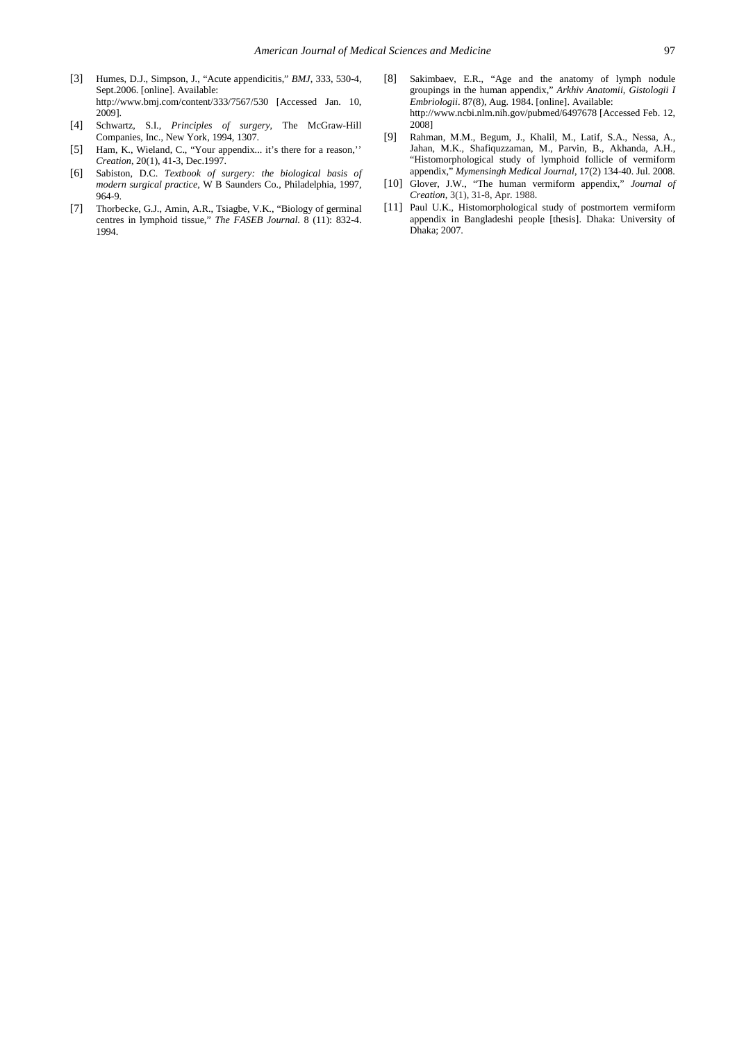[3] Humes, D.J., Simpson, J., "Acute appendicitis," *BMJ*, 333, 530-4, Sept.2006. [online]. Available: http://www.bmj.com/content/333/7567/530 [Accessed Jan. 10, 2009].

[4] Schwartz, S.I., *Principles of surgery*, The McGraw-Hill Companies, Inc., New York, 1994, 1307.

[5] Ham, K., Wieland, C., "Your appendix... it's there for a reason,'' *Creation*, 20(1), 41-3, Dec.1997.

[6] Sabiston, D.C. *Textbook of surgery: the biological basis of modern surgical practice*, W B Saunders Co., Philadelphia, 1997, 964-9.

[7] Thorbecke, G.J., Amin, A.R., Tsiagbe, V.K., "Biology of germinal centres in lymphoid tissue," *The FASEB Journal*. 8 (11): 832-4. 1994.

[8] Sakimbaev, E.R., "Age and the anatomy of lymph nodule groupings in the human appendix," *Arkhiv Anatomii, Gistologii I Embriologii*. 87(8), Aug. 1984. [online]. Available: http://www.ncbi.nlm.nih.gov/pubmed/6497678 [Accessed Feb. 12, 2008]

[9] Rahman, M.M., Begum, J., Khalil, M., Latif, S.A., Nessa, A., Jahan, M.K., Shafiquzzaman, M., Parvin, B., Akhanda, A.H., "Histomorphological study of lymphoid follicle of vermiform appendix," *Mymensingh Medical Journal*, 17(2) 134-40. Jul. 2008.

[10] Glover, J.W., "The human vermiform appendix," *Journal of Creation*, 3(1), 31-8, Apr. 1988.

[11] Paul U.K., Histomorphological study of postmortem vermiform appendix in Bangladeshi people [thesis]. Dhaka: University of Dhaka; 2007.